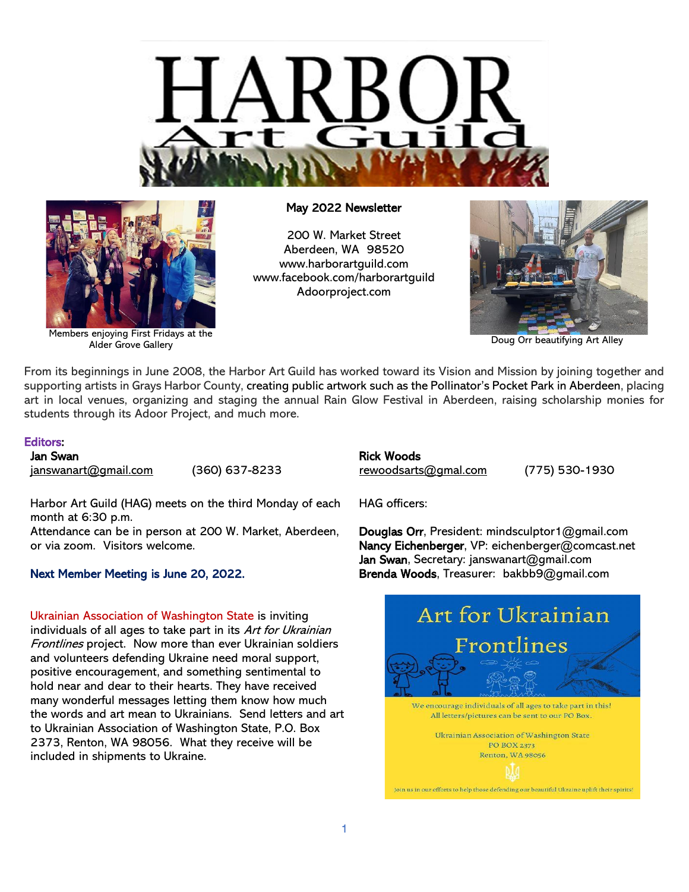# HARBOR Art Guild

Members enjoying First Fridays at the Alder Grove Gallery

**May 2022 Newsletter**

200 W. Market Street
Aberdeen, WA 98520
www.harborartguild.com
www.facebook.com/harborartguild
Adoorproject.com

Doug Orr beautifying Art Alley

From its beginnings in June 2008, the Harbor Art Guild has worked toward its Vision and Mission by joining together and supporting artists in Grays Harbor County, creating public artwork such as the Pollinator's Pocket Park in Aberdeen, placing art in local venues, organizing and staging the annual Rain Glow Festival in Aberdeen, raising scholarship monies for students through its Adoor Project, and much more.

**Editors:**

**Jan Swan**
janswanart@gmail.com (360) 637-8233

**Rick Woods**
rewoodsarts@gmal.com (775) 530-1930

Harbor Art Guild (HAG) meets on the third Monday of each month at 6:30 p.m.
Attendance can be in person at 200 W. Market, Aberdeen, or via zoom. Visitors welcome.

**Next Member Meeting is June 20, 2022.**

HAG officers:

**Douglas Orr**, President: mindsculptor1@gmail.com
**Nancy Eichenberger**, VP: eichenberger@comcast.net
**Jan Swan**, Secretary: janswanart@gmail.com
**Brenda Woods**, Treasurer: bakbb9@gmail.com

Ukrainian Association of Washington State is inviting individuals of all ages to take part in its *Art for Ukrainian Frontlines* project. Now more than ever Ukrainian soldiers and volunteers defending Ukraine need moral support, positive encouragement, and something sentimental to hold near and dear to their hearts. They have received many wonderful messages letting them know how much the words and art mean to Ukrainians. Send letters and art to Ukrainian Association of Washington State, P.O. Box 2373, Renton, WA 98056. What they receive will be included in shipments to Ukraine.

**Art for Ukrainian Frontlines**

We encourage individuals of all ages to take part in this!
All letters/pictures can be sent to our PO Box.

Ukrainian Association of Washington State
PO BOX 2373
Renton, WA 98056

Join us in our efforts to help those defending our beautiful Ukraine uplift their spirits!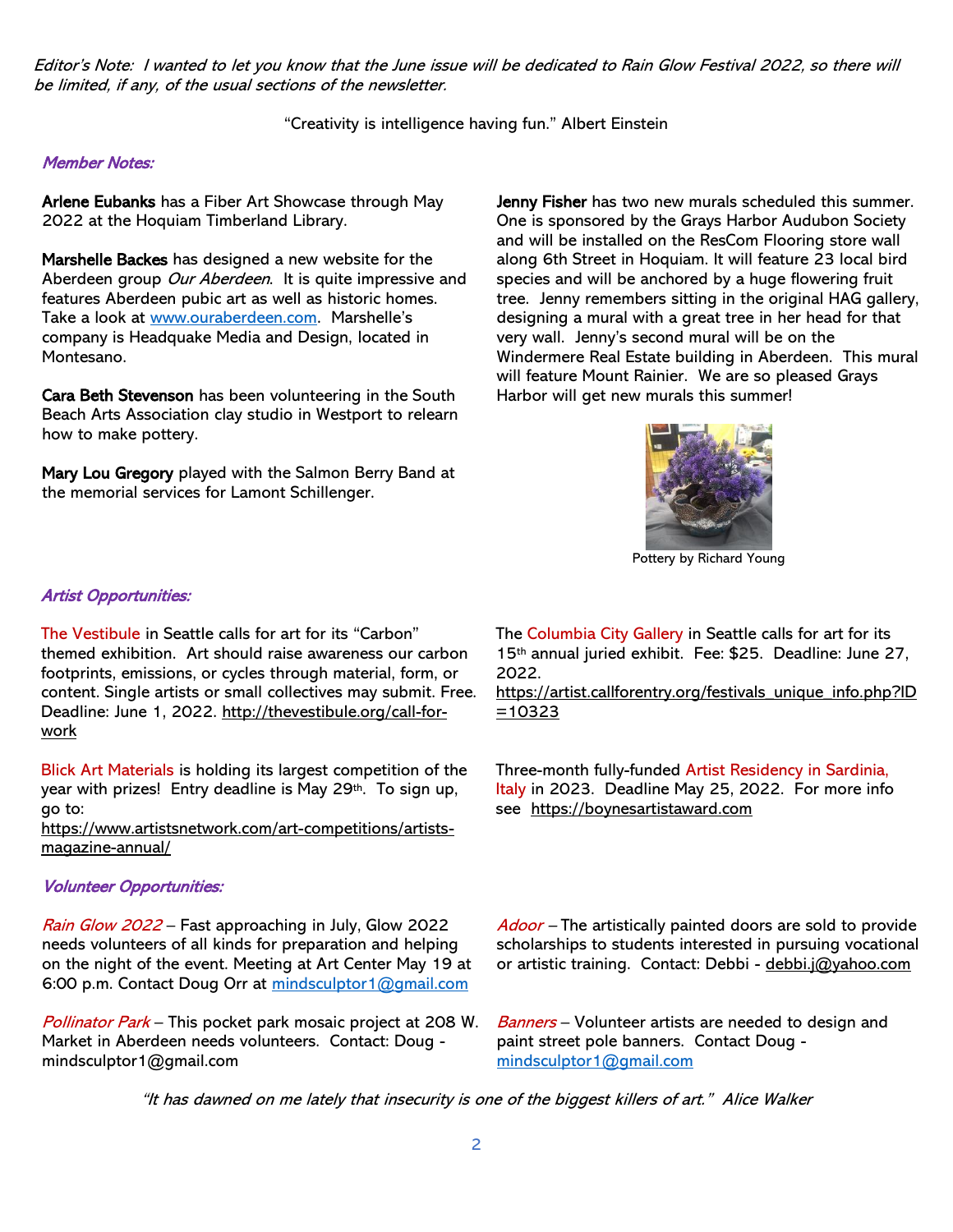*Editor's Note: I wanted to let you know that the June issue will be dedicated to Rain Glow Festival 2022, so there will be limited, if any, of the usual sections of the newsletter.*

"Creativity is intelligence having fun." Albert Einstein

## *Member Notes:*

**Arlene Eubanks** has a Fiber Art Showcase through May 2022 at the Hoquiam Timberland Library.

**Marshelle Backes** has designed a new website for the Aberdeen group *Our Aberdeen*. It is quite impressive and features Aberdeen pubic art as well as historic homes. Take a look at www.ouraberdeen.com. Marshelle's company is Headquake Media and Design, located in Montesano.

**Cara Beth Stevenson** has been volunteering in the South Beach Arts Association clay studio in Westport to relearn how to make pottery.

**Mary Lou Gregory** played with the Salmon Berry Band at the memorial services for Lamont Schillenger.

**Jenny Fisher** has two new murals scheduled this summer. One is sponsored by the Grays Harbor Audubon Society and will be installed on the ResCom Flooring store wall along 6th Street in Hoquiam. It will feature 23 local bird species and will be anchored by a huge flowering fruit tree. Jenny remembers sitting in the original HAG gallery, designing a mural with a great tree in her head for that very wall. Jenny's second mural will be on the Windermere Real Estate building in Aberdeen. This mural will feature Mount Rainier. We are so pleased Grays Harbor will get new murals this summer!

Pottery by Richard Young

## *Artist Opportunities:*

The Vestibule in Seattle calls for art for its "Carbon" themed exhibition. Art should raise awareness our carbon footprints, emissions, or cycles through material, form, or content. Single artists or small collectives may submit. Free. Deadline: June 1, 2022. http://thevestibule.org/call-for-work

Blick Art Materials is holding its largest competition of the year with prizes! Entry deadline is May 29th. To sign up, go to: https://www.artistsnetwork.com/art-competitions/artists-magazine-annual/

The Columbia City Gallery in Seattle calls for art for its 15th annual juried exhibit. Fee: $25. Deadline: June 27, 2022. https://artist.callforentry.org/festivals_unique_info.php?ID=10323

Three-month fully-funded Artist Residency in Sardinia, Italy in 2023. Deadline May 25, 2022. For more info see https://boynesartistaward.com

## *Volunteer Opportunities:*

*Rain Glow 2022* – Fast approaching in July, Glow 2022 needs volunteers of all kinds for preparation and helping on the night of the event. Meeting at Art Center May 19 at 6:00 p.m. Contact Doug Orr at mindsculptor1@gmail.com

*Pollinator Park* – This pocket park mosaic project at 208 W. Market in Aberdeen needs volunteers. Contact: Doug - mindsculptor1@gmail.com

*Adoor* – The artistically painted doors are sold to provide scholarships to students interested in pursuing vocational or artistic training. Contact: Debbi - debbi.j@yahoo.com

*Banners* – Volunteer artists are needed to design and paint street pole banners. Contact Doug - mindsculptor1@gmail.com

*"It has dawned on me lately that insecurity is one of the biggest killers of art." Alice Walker*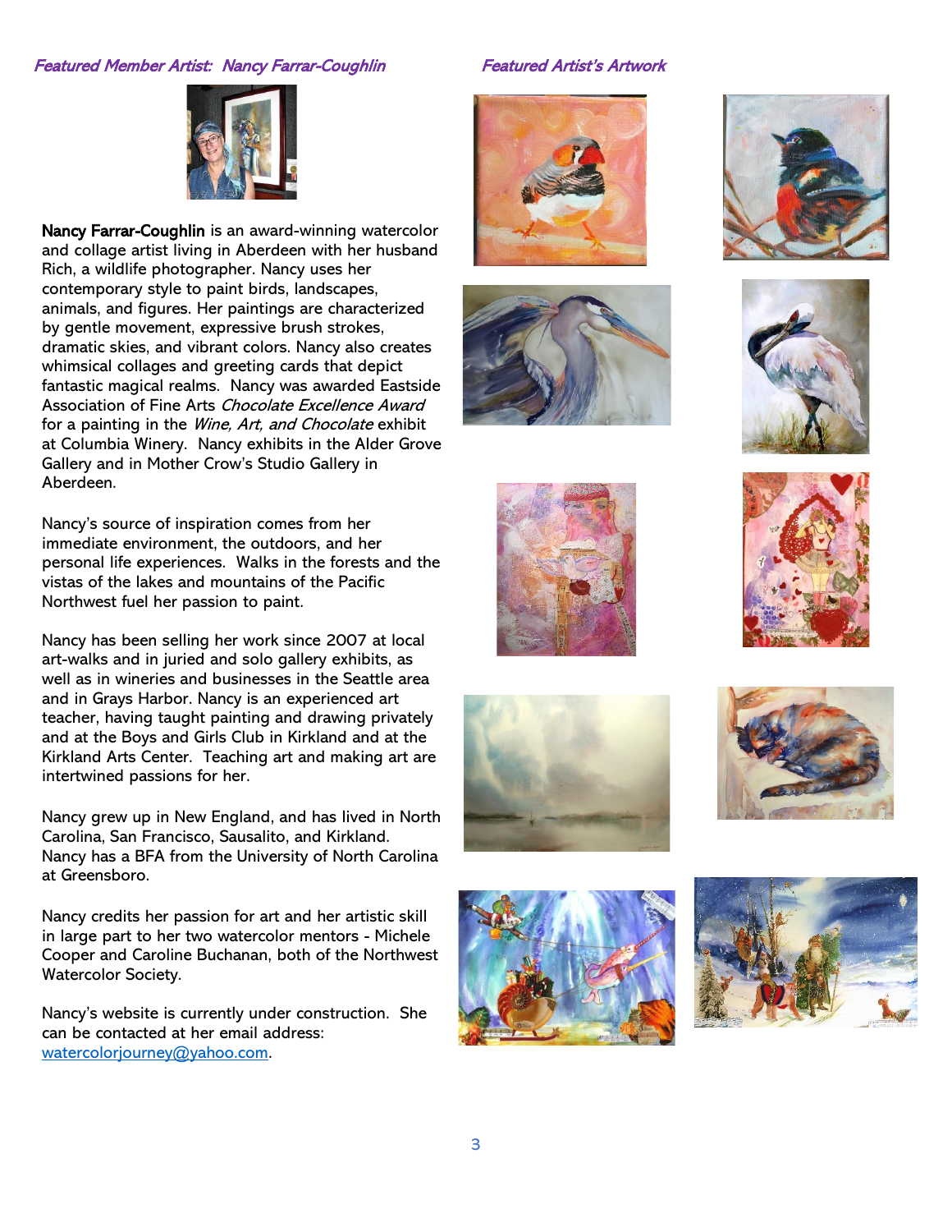### *Featured Member Artist: Nancy Farrar-Coughlin*

**Nancy Farrar-Coughlin** is an award-winning watercolor and collage artist living in Aberdeen with her husband Rich, a wildlife photographer. Nancy uses her contemporary style to paint birds, landscapes, animals, and figures. Her paintings are characterized by gentle movement, expressive brush strokes, dramatic skies, and vibrant colors. Nancy also creates whimsical collages and greeting cards that depict fantastic magical realms. Nancy was awarded Eastside Association of Fine Arts *Chocolate Excellence Award* for a painting in the *Wine, Art, and Chocolate* exhibit at Columbia Winery. Nancy exhibits in the Alder Grove Gallery and in Mother Crow's Studio Gallery in Aberdeen.

Nancy's source of inspiration comes from her immediate environment, the outdoors, and her personal life experiences. Walks in the forests and the vistas of the lakes and mountains of the Pacific Northwest fuel her passion to paint.

Nancy has been selling her work since 2007 at local art-walks and in juried and solo gallery exhibits, as well as in wineries and businesses in the Seattle area and in Grays Harbor. Nancy is an experienced art teacher, having taught painting and drawing privately and at the Boys and Girls Club in Kirkland and at the Kirkland Arts Center. Teaching art and making art are intertwined passions for her.

Nancy grew up in New England, and has lived in North Carolina, San Francisco, Sausalito, and Kirkland. Nancy has a BFA from the University of North Carolina at Greensboro.

Nancy credits her passion for art and her artistic skill in large part to her two watercolor mentors - Michele Cooper and Caroline Buchanan, both of the Northwest Watercolor Society.

Nancy's website is currently under construction. She can be contacted at her email address: watercolorjourney@yahoo.com.

### *Featured Artist's Artwork*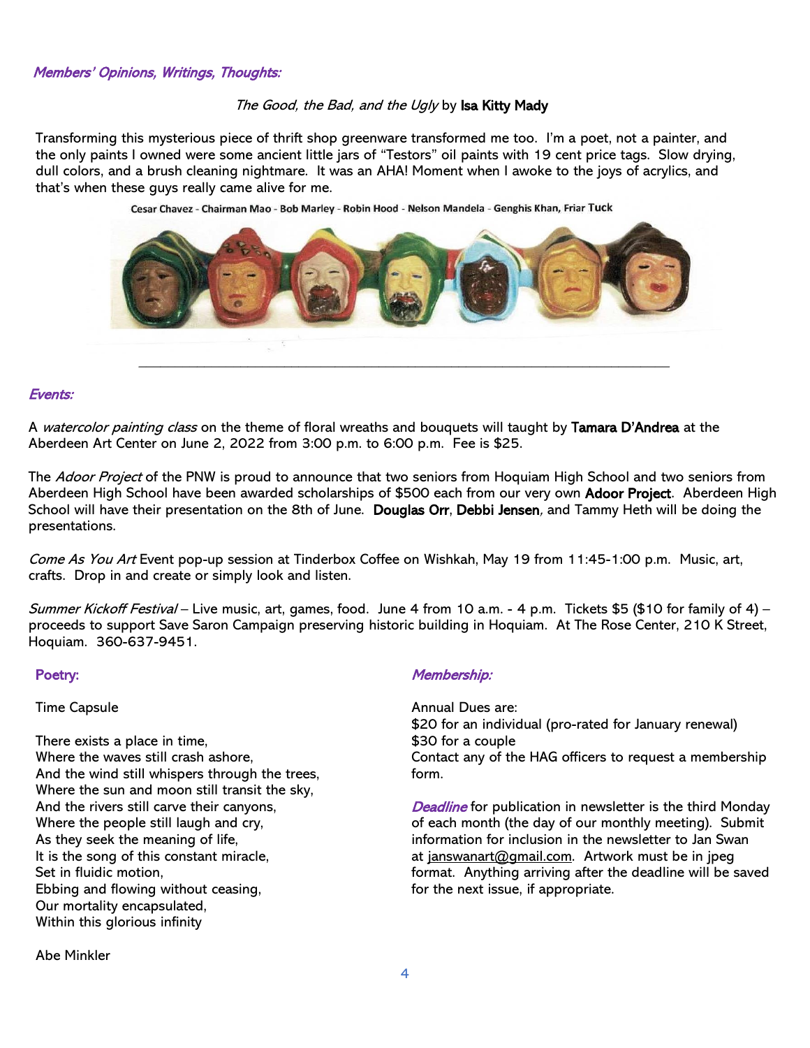*Members' Opinions, Writings, Thoughts:*

*The Good, the Bad, and the Ugly* by **Isa Kitty Mady**

Transforming this mysterious piece of thrift shop greenware transformed me too. I'm a poet, not a painter, and the only paints I owned were some ancient little jars of "Testors" oil paints with 19 cent price tags. Slow drying, dull colors, and a brush cleaning nightmare. It was an AHA! Moment when I awoke to the joys of acrylics, and that's when these guys really came alive for me.

Cesar Chavez - Chairman Mao - Bob Marley - Robin Hood - Nelson Mandela - Genghis Khan, Friar Tuck

---

*Events:*

A *watercolor painting class* on the theme of floral wreaths and bouquets will taught by **Tamara D'Andrea** at the Aberdeen Art Center on June 2, 2022 from 3:00 p.m. to 6:00 p.m. Fee is $25.

The *Adoor Project* of the PNW is proud to announce that two seniors from Hoquiam High School and two seniors from Aberdeen High School have been awarded scholarships of $500 each from our very own **Adoor Project**. Aberdeen High School will have their presentation on the 8th of June. **Douglas Orr**, **Debbi Jensen**, and Tammy Heth will be doing the presentations.

*Come As You Art* Event pop-up session at Tinderbox Coffee on Wishkah, May 19 from 11:45-1:00 p.m. Music, art, crafts. Drop in and create or simply look and listen.

*Summer Kickoff Festival* – Live music, art, games, food. June 4 from 10 a.m. - 4 p.m. Tickets $5 ($10 for family of 4) – proceeds to support Save Saron Campaign preserving historic building in Hoquiam. At The Rose Center, 210 K Street, Hoquiam. 360-637-9451.

**Poetry:**

Time Capsule

There exists a place in time,
Where the waves still crash ashore,
And the wind still whispers through the trees,
Where the sun and moon still transit the sky,
And the rivers still carve their canyons,
Where the people still laugh and cry,
As they seek the meaning of life,
It is the song of this constant miracle,
Set in fluidic motion,
Ebbing and flowing without ceasing,
Our mortality encapsulated,
Within this glorious infinity

Abe Minkler

*Membership:*

Annual Dues are:
$20 for an individual (pro-rated for January renewal)
$30 for a couple
Contact any of the HAG officers to request a membership form.

*Deadline* for publication in newsletter is the third Monday of each month (the day of our monthly meeting). Submit information for inclusion in the newsletter to Jan Swan at janswanart@gmail.com. Artwork must be in jpeg format. Anything arriving after the deadline will be saved for the next issue, if appropriate.